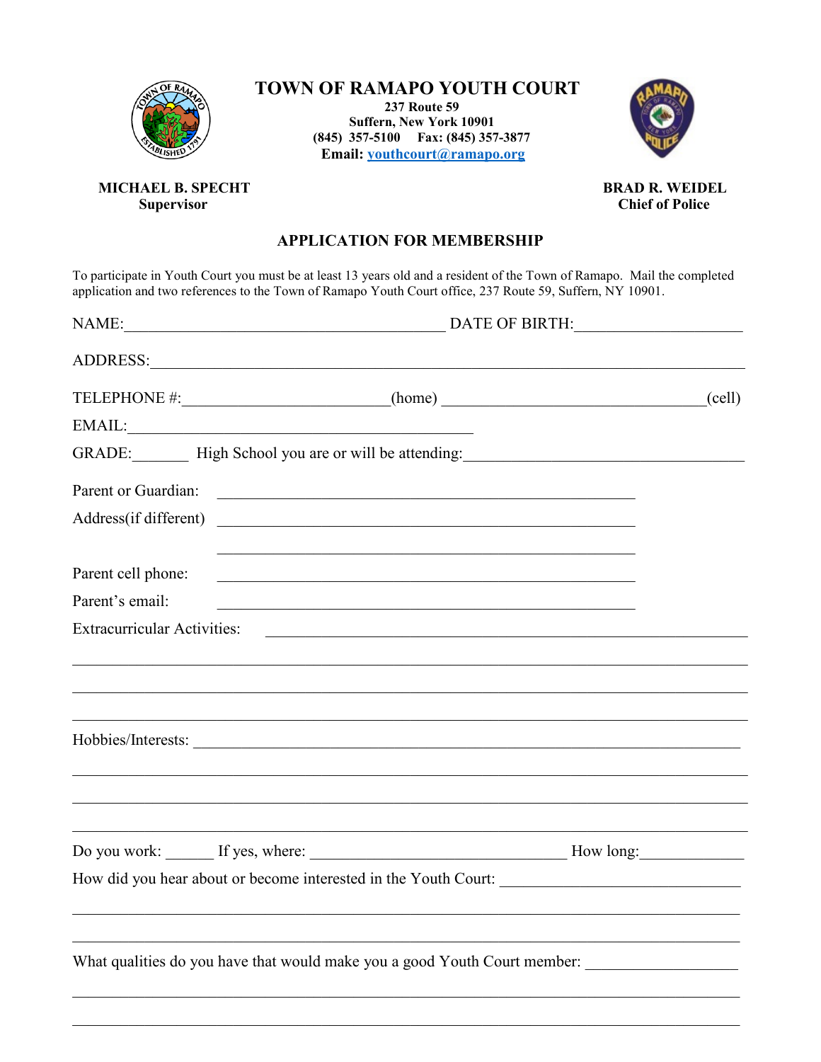# TOWN OF RAMAPO YOUTH COURT

**237 Route 59**
**Suffern, New York 10901**
**(845) 357-5100 Fax: (845) 357-3877**
**Email: youthcourt@ramapo.org**

**MICHAEL B. SPECHT**
**Supervisor**

**BRAD R. WEIDEL**
**Chief of Police**

## APPLICATION FOR MEMBERSHIP

To participate in Youth Court you must be at least 13 years old and a resident of the Town of Ramapo. Mail the completed application and two references to the Town of Ramapo Youth Court office, 237 Route 59, Suffern, NY 10901.

NAME:________________________________________ DATE OF BIRTH:_____________________

ADDRESS:___________________________________________________________________________

TELEPHONE #:________________________(home) ________________________________(cell)

EMAIL:_____________________________________________

GRADE:_______ High School you are or will be attending:___________________________________

Parent or Guardian: ____________________________________________________

Address(if different) ____________________________________________________

____________________________________________________

Parent cell phone: ____________________________________________________

Parent's email: ____________________________________________________

Extracurricular Activities: _____________________________________________________________

___________________________________________________________________________________

___________________________________________________________________________________

___________________________________________________________________________________

Hobbies/Interests: _________________________________________________________________

___________________________________________________________________________________

___________________________________________________________________________________

___________________________________________________________________________________

Do you work: ______ If yes, where: ________________________________ How long:_____________

How did you hear about or become interested in the Youth Court: ______________________________

___________________________________________________________________________________

___________________________________________________________________________________

What qualities do you have that would make you a good Youth Court member: ___________________

___________________________________________________________________________________

___________________________________________________________________________________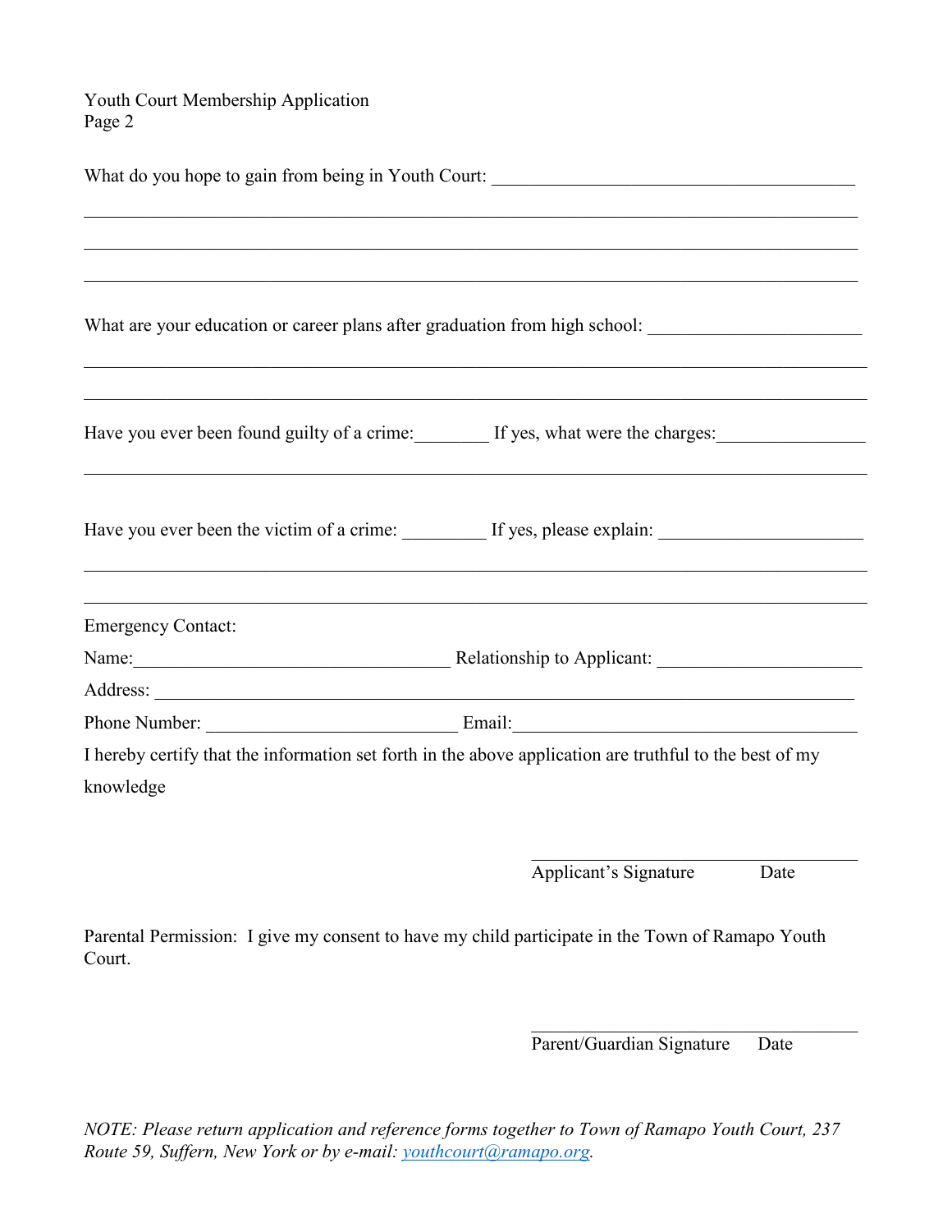Youth Court Membership Application
Page 2

What do you hope to gain from being in Youth Court: ________________________________________

________________________________________________________________________________

________________________________________________________________________________

________________________________________________________________________________

What are your education or career plans after graduation from high school: ______________________

________________________________________________________________________________

________________________________________________________________________________

Have you ever been found guilty of a crime:________ If yes, what were the charges:________________

________________________________________________________________________________

Have you ever been the victim of a crime: _________ If yes, please explain: ______________________

________________________________________________________________________________

________________________________________________________________________________

Emergency Contact:

Name:__________________________________ Relationship to Applicant: ______________________

Address: __________________________________________________________________________

Phone Number: ___________________________ Email:_____________________________________

I hereby certify that the information set forth in the above application are truthful to the best of my knowledge

____________________________________
Applicant's Signature Date

Parental Permission: I give my consent to have my child participate in the Town of Ramapo Youth Court.

____________________________________
Parent/Guardian Signature Date

*NOTE: Please return application and reference forms together to Town of Ramapo Youth Court, 237 Route 59, Suffern, New York or by e-mail: youthcourt@ramapo.org.*